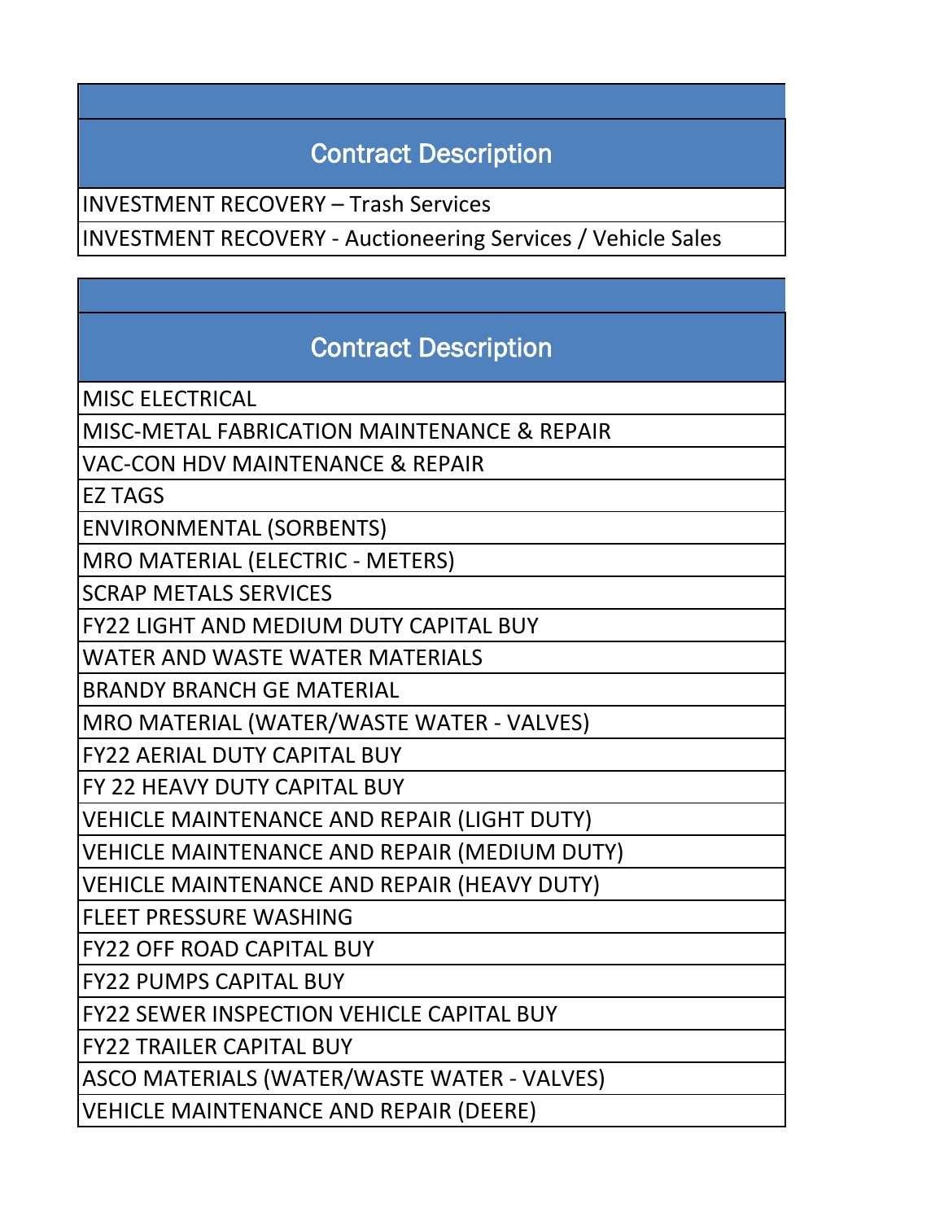| Contract Description |
| --- |
| INVESTMENT RECOVERY – Trash Services |
| INVESTMENT RECOVERY - Auctioneering Services / Vehicle Sales |

| Contract Description |
| --- |
| MISC ELECTRICAL |
| MISC-METAL FABRICATION MAINTENANCE & REPAIR |
| VAC-CON HDV MAINTENANCE & REPAIR |
| EZ TAGS |
| ENVIRONMENTAL (SORBENTS) |
| MRO MATERIAL (ELECTRIC - METERS) |
| SCRAP METALS SERVICES |
| FY22 LIGHT AND MEDIUM DUTY CAPITAL BUY |
| WATER AND WASTE WATER MATERIALS |
| BRANDY BRANCH GE MATERIAL |
| MRO MATERIAL (WATER/WASTE WATER - VALVES) |
| FY22 AERIAL DUTY CAPITAL BUY |
| FY 22 HEAVY DUTY CAPITAL BUY |
| VEHICLE MAINTENANCE AND REPAIR (LIGHT DUTY) |
| VEHICLE MAINTENANCE AND REPAIR (MEDIUM DUTY) |
| VEHICLE MAINTENANCE AND REPAIR (HEAVY DUTY) |
| FLEET PRESSURE WASHING |
| FY22 OFF ROAD CAPITAL BUY |
| FY22 PUMPS CAPITAL BUY |
| FY22 SEWER INSPECTION VEHICLE CAPITAL BUY |
| FY22 TRAILER CAPITAL BUY |
| ASCO MATERIALS (WATER/WASTE WATER - VALVES) |
| VEHICLE MAINTENANCE AND REPAIR (DEERE) |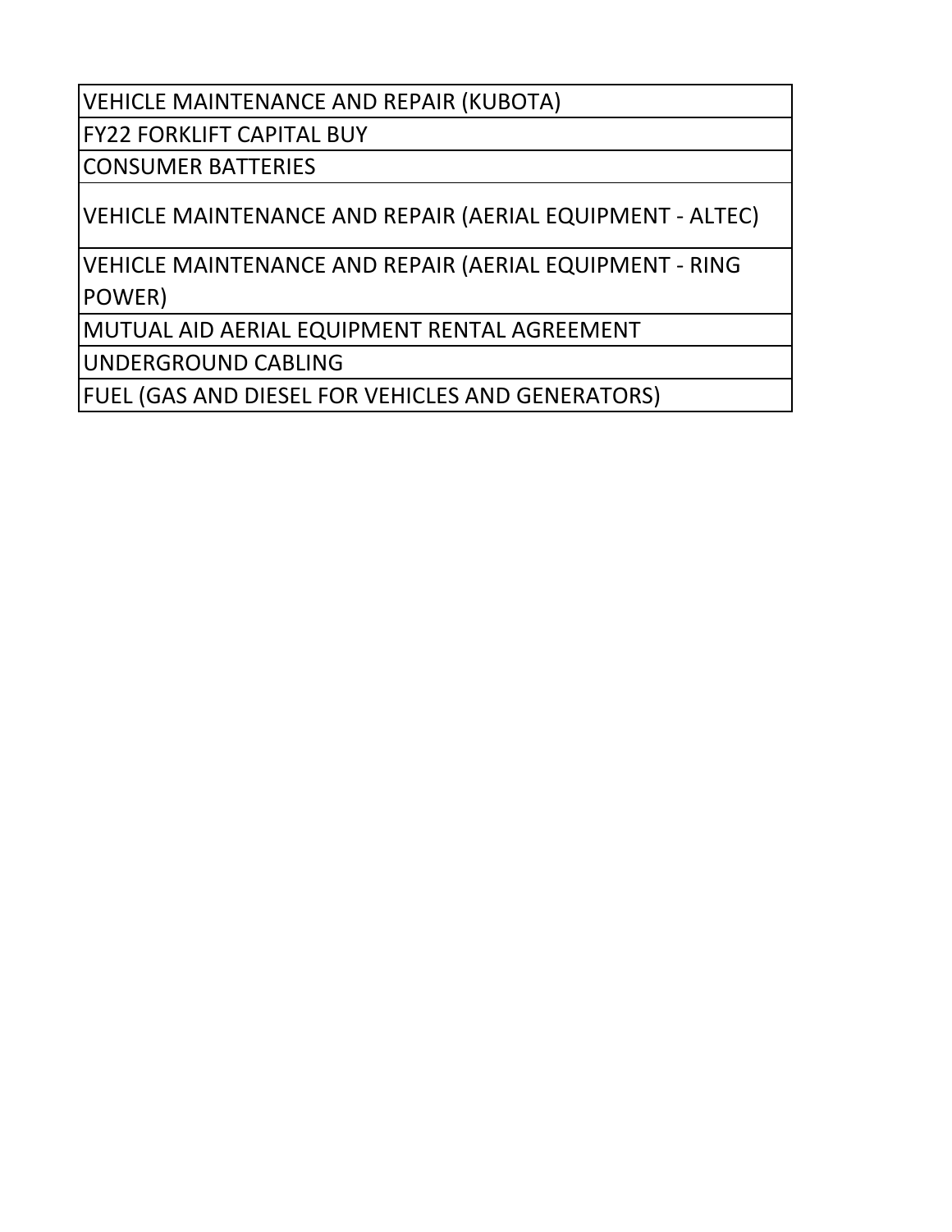| VEHICLE MAINTENANCE AND REPAIR (KUBOTA) |
| --- |
| FY22 FORKLIFT CAPITAL BUY |
| CONSUMER BATTERIES |
| VEHICLE MAINTENANCE AND REPAIR (AERIAL EQUIPMENT - ALTEC) |
| VEHICLE MAINTENANCE AND REPAIR (AERIAL EQUIPMENT - RING POWER) |
| MUTUAL AID AERIAL EQUIPMENT RENTAL AGREEMENT |
| UNDERGROUND CABLING |
| FUEL (GAS AND DIESEL FOR VEHICLES AND GENERATORS) |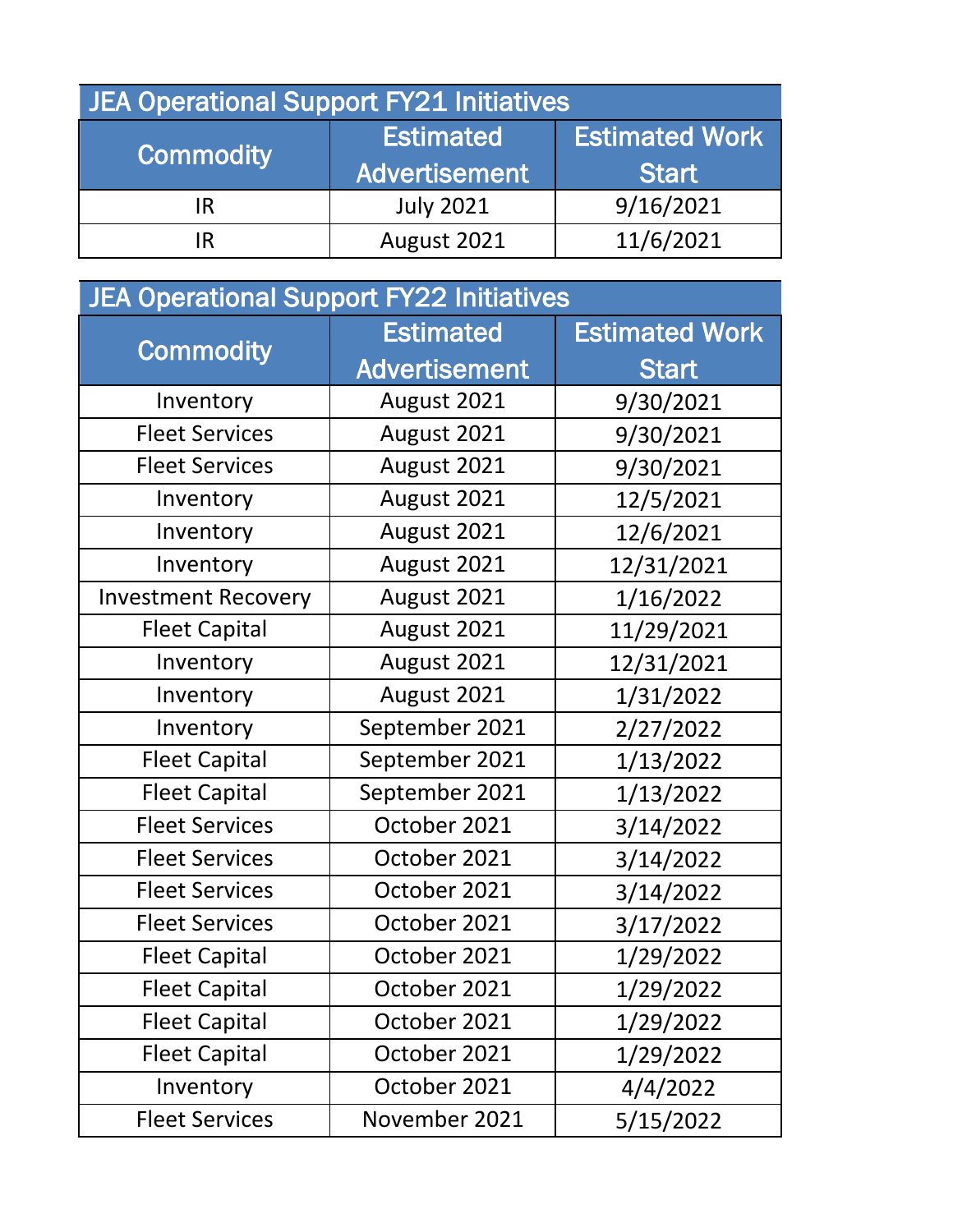## JEA Operational Support FY21 Initiatives

| Commodity | Estimated Advertisement | Estimated Work Start |
|---|---|---|
| IR | July 2021 | 9/16/2021 |
| IR | August 2021 | 11/6/2021 |

## JEA Operational Support FY22 Initiatives

| Commodity | Estimated Advertisement | Estimated Work Start |
|---|---|---|
| Inventory | August 2021 | 9/30/2021 |
| Fleet Services | August 2021 | 9/30/2021 |
| Fleet Services | August 2021 | 9/30/2021 |
| Inventory | August 2021 | 12/5/2021 |
| Inventory | August 2021 | 12/6/2021 |
| Inventory | August 2021 | 12/31/2021 |
| Investment Recovery | August 2021 | 1/16/2022 |
| Fleet Capital | August 2021 | 11/29/2021 |
| Inventory | August 2021 | 12/31/2021 |
| Inventory | August 2021 | 1/31/2022 |
| Inventory | September 2021 | 2/27/2022 |
| Fleet Capital | September 2021 | 1/13/2022 |
| Fleet Capital | September 2021 | 1/13/2022 |
| Fleet Services | October 2021 | 3/14/2022 |
| Fleet Services | October 2021 | 3/14/2022 |
| Fleet Services | October 2021 | 3/14/2022 |
| Fleet Services | October 2021 | 3/17/2022 |
| Fleet Capital | October 2021 | 1/29/2022 |
| Fleet Capital | October 2021 | 1/29/2022 |
| Fleet Capital | October 2021 | 1/29/2022 |
| Fleet Capital | October 2021 | 1/29/2022 |
| Inventory | October 2021 | 4/4/2022 |
| Fleet Services | November 2021 | 5/15/2022 |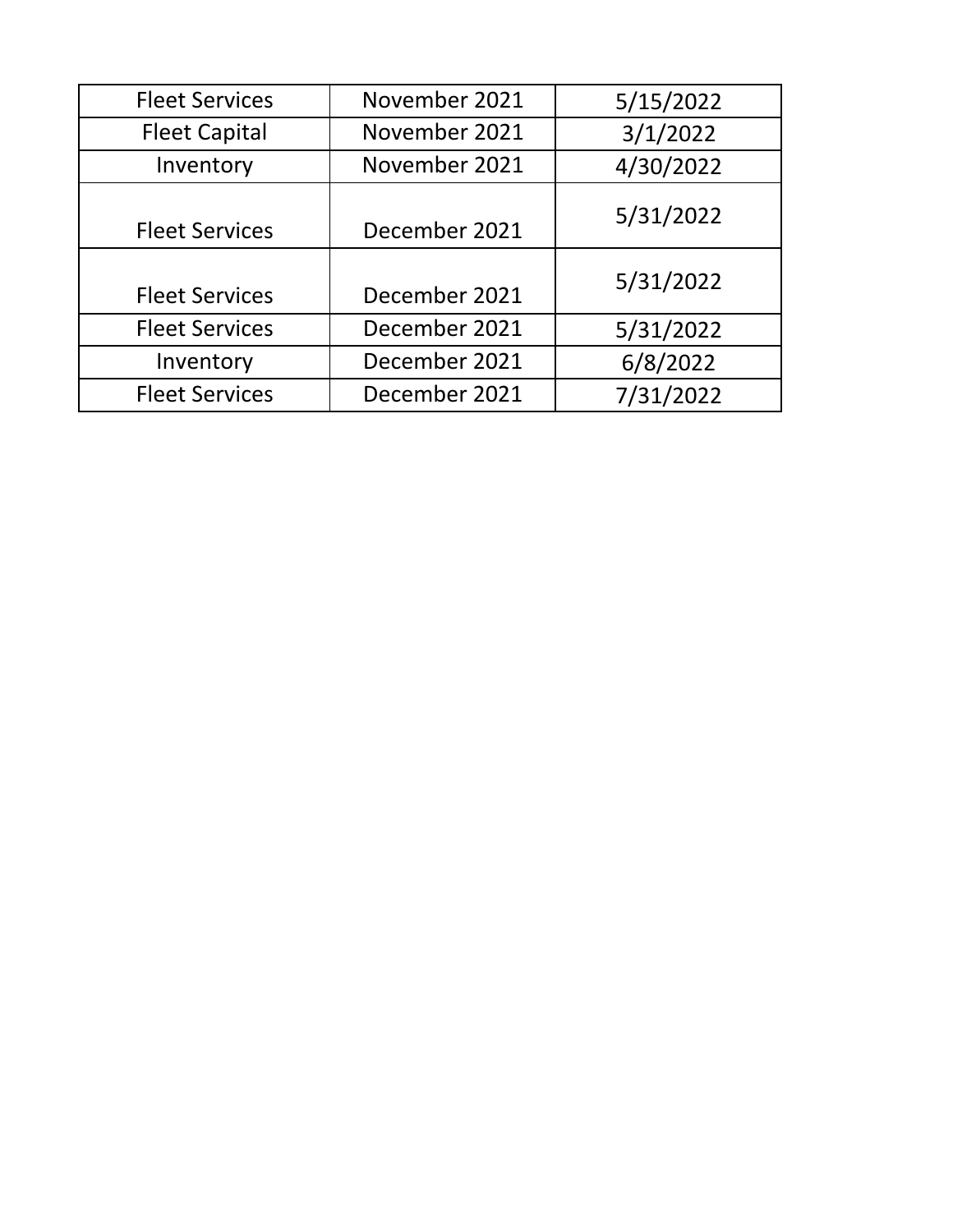| Fleet Services | November 2021 | 5/15/2022 |
|---|---|---|
| Fleet Capital | November 2021 | 3/1/2022 |
| Inventory | November 2021 | 4/30/2022 |
| Fleet Services | December 2021 | 5/31/2022 |
| Fleet Services | December 2021 | 5/31/2022 |
| Fleet Services | December 2021 | 5/31/2022 |
| Inventory | December 2021 | 6/8/2022 |
| Fleet Services | December 2021 | 7/31/2022 |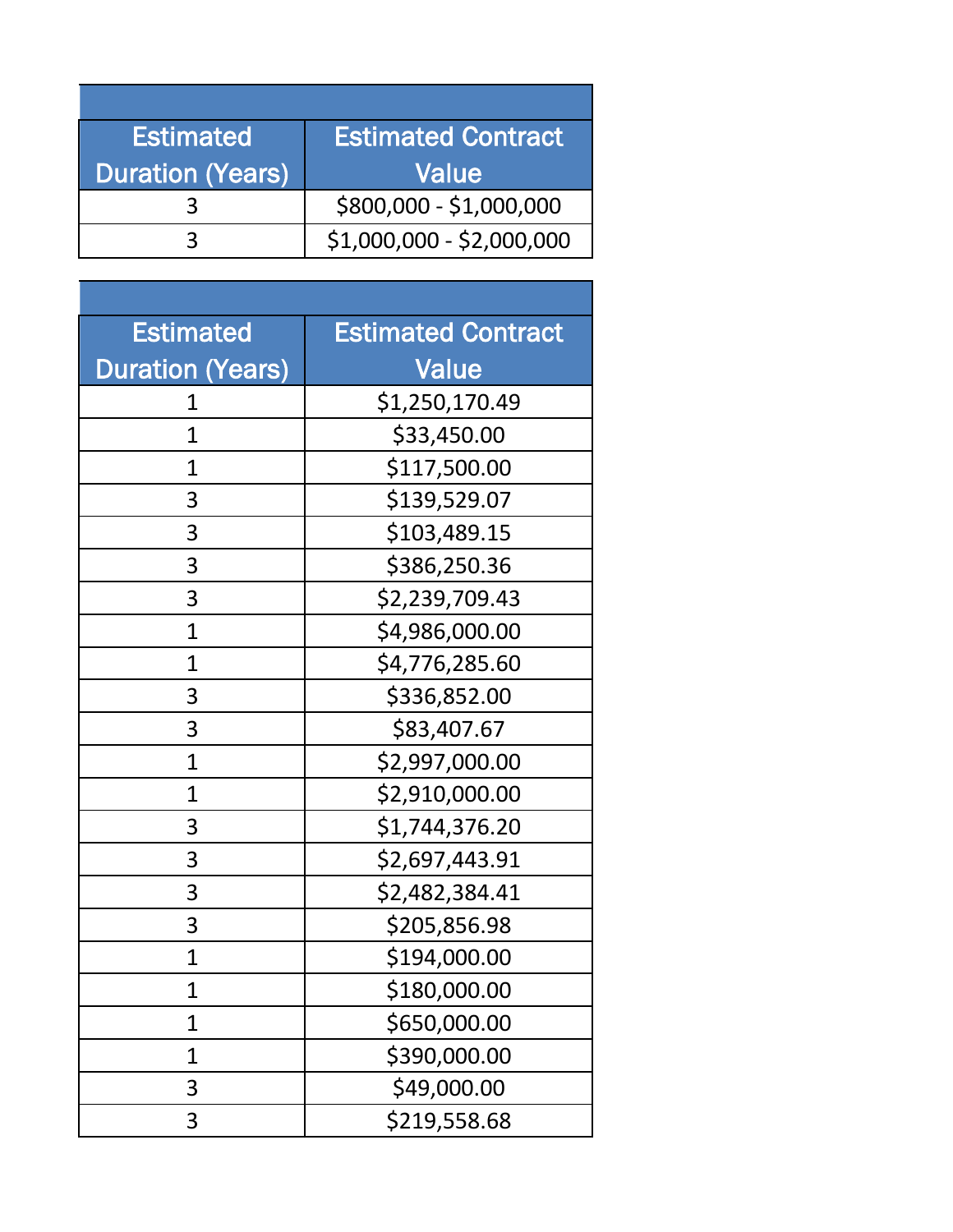| Estimated Duration (Years) | Estimated Contract Value |
|---|---|
| 3 | $800,000 - $1,000,000 |
| 3 | $1,000,000 - $2,000,000 |

| Estimated Duration (Years) | Estimated Contract Value |
|---|---|
| 1 | $1,250,170.49 |
| 1 | $33,450.00 |
| 1 | $117,500.00 |
| 3 | $139,529.07 |
| 3 | $103,489.15 |
| 3 | $386,250.36 |
| 3 | $2,239,709.43 |
| 1 | $4,986,000.00 |
| 1 | $4,776,285.60 |
| 3 | $336,852.00 |
| 3 | $83,407.67 |
| 1 | $2,997,000.00 |
| 1 | $2,910,000.00 |
| 3 | $1,744,376.20 |
| 3 | $2,697,443.91 |
| 3 | $2,482,384.41 |
| 3 | $205,856.98 |
| 1 | $194,000.00 |
| 1 | $180,000.00 |
| 1 | $650,000.00 |
| 1 | $390,000.00 |
| 3 | $49,000.00 |
| 3 | $219,558.68 |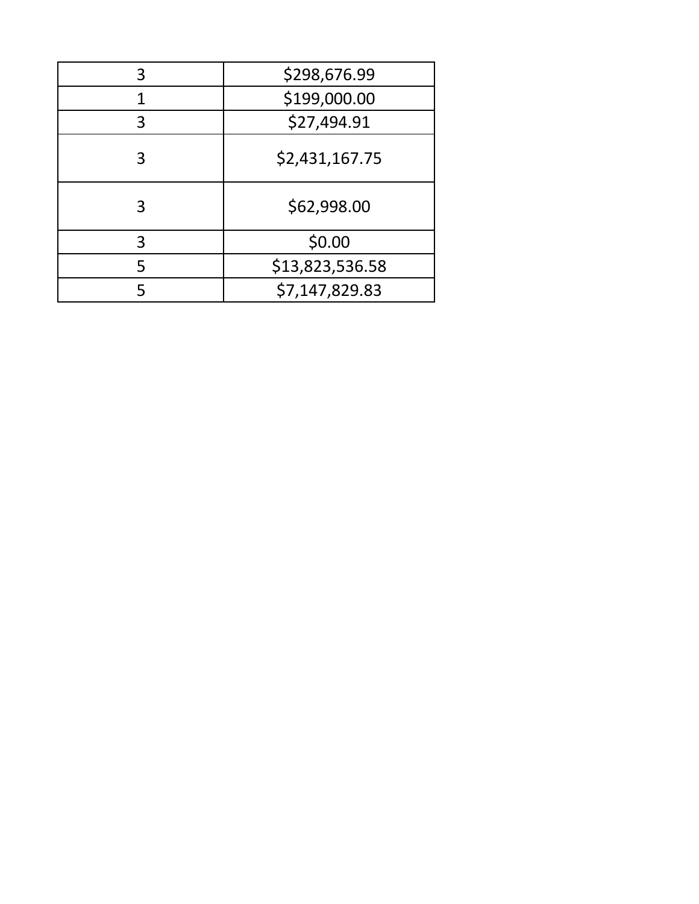| | |
|---|---|
| 3 | $298,676.99 |
| 1 | $199,000.00 |
| 3 | $27,494.91 |
| 3 | $2,431,167.75 |
| 3 | $62,998.00 |
| 3 | $0.00 |
| 5 | $13,823,536.58 |
| 5 | $7,147,829.83 |